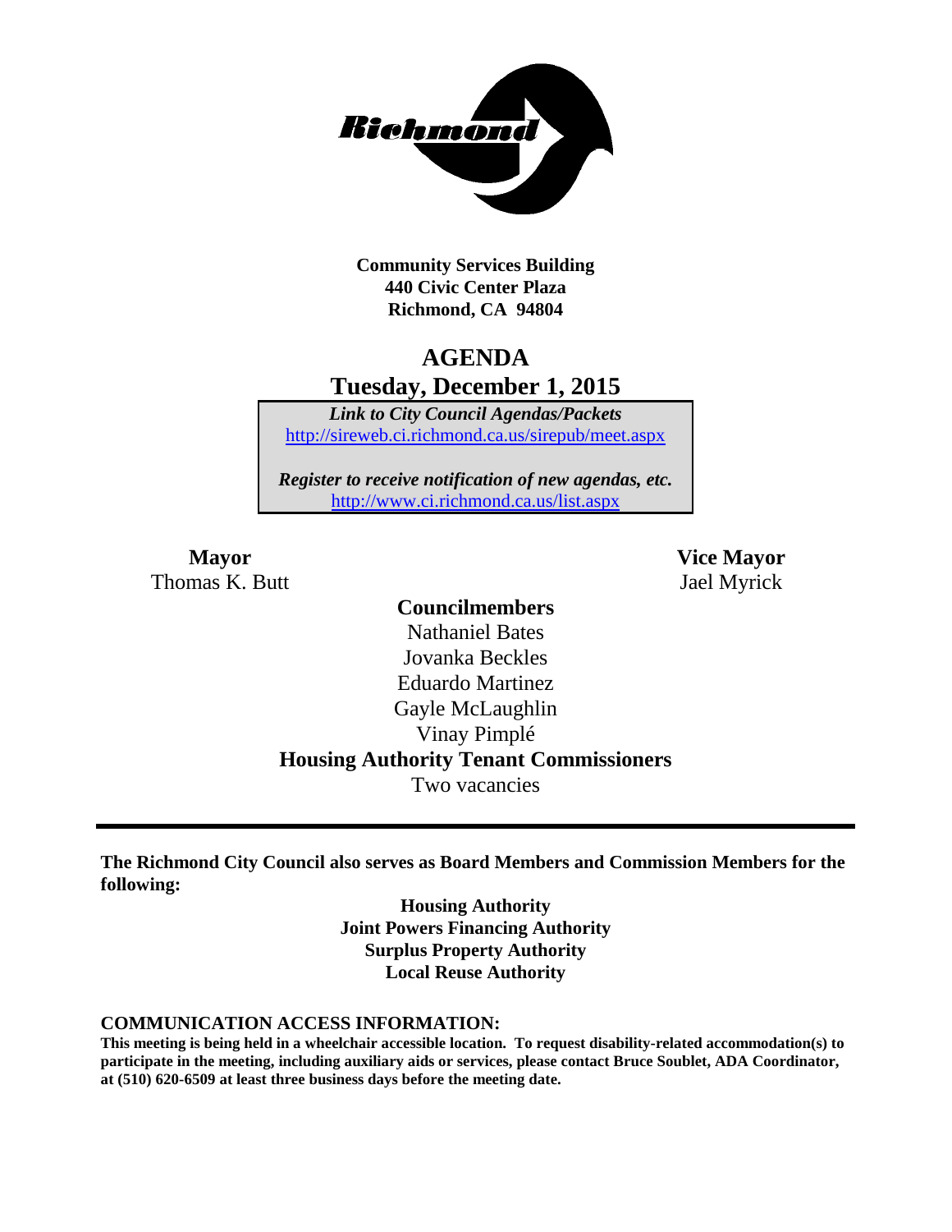Community Services Building
440 Civic Center Plaza
Richmond, CA 94804

# AGENDA
## Tuesday, December 1, 2015

*Link to City Council Agendas/Packets*
http://sireweb.ci.richmond.ca.us/sirepub/meet.aspx

*Register to receive notification of new agendas, etc.*
http://www.ci.richmond.ca.us/list.aspx

**Mayor**
Thomas K. Butt

**Vice Mayor**
Jael Myrick

**Councilmembers**
Nathaniel Bates
Jovanka Beckles
Eduardo Martinez
Gayle McLaughlin
Vinay Pimplé

**Housing Authority Tenant Commissioners**
Two vacancies

---

**The Richmond City Council also serves as Board Members and Commission Members for the following:**

**Housing Authority**
**Joint Powers Financing Authority**
**Surplus Property Authority**
**Local Reuse Authority**

**COMMUNICATION ACCESS INFORMATION:**
**This meeting is being held in a wheelchair accessible location. To request disability-related accommodation(s) to participate in the meeting, including auxiliary aids or services, please contact Bruce Soublet, ADA Coordinator, at (510) 620-6509 at least three business days before the meeting date.**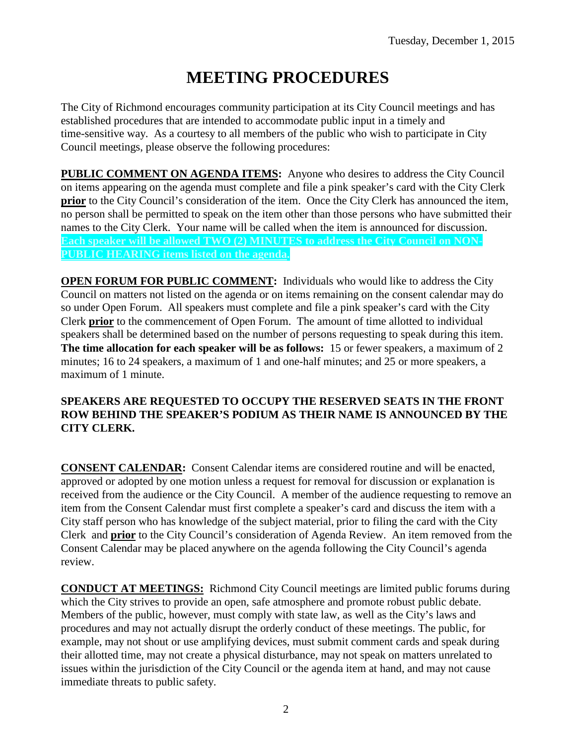Tuesday, December 1, 2015

# MEETING PROCEDURES

The City of Richmond encourages community participation at its City Council meetings and has established procedures that are intended to accommodate public input in a timely and time-sensitive way. As a courtesy to all members of the public who wish to participate in City Council meetings, please observe the following procedures:

**PUBLIC COMMENT ON AGENDA ITEMS:** Anyone who desires to address the City Council on items appearing on the agenda must complete and file a pink speaker's card with the City Clerk **prior** to the City Council's consideration of the item. Once the City Clerk has announced the item, no person shall be permitted to speak on the item other than those persons who have submitted their names to the City Clerk. Your name will be called when the item is announced for discussion. **Each speaker will be allowed TWO (2) MINUTES to address the City Council on NON-PUBLIC HEARING items listed on the agenda.**

**OPEN FORUM FOR PUBLIC COMMENT:** Individuals who would like to address the City Council on matters not listed on the agenda or on items remaining on the consent calendar may do so under Open Forum. All speakers must complete and file a pink speaker's card with the City Clerk **prior** to the commencement of Open Forum. The amount of time allotted to individual speakers shall be determined based on the number of persons requesting to speak during this item. **The time allocation for each speaker will be as follows:** 15 or fewer speakers, a maximum of 2 minutes; 16 to 24 speakers, a maximum of 1 and one-half minutes; and 25 or more speakers, a maximum of 1 minute.

**SPEAKERS ARE REQUESTED TO OCCUPY THE RESERVED SEATS IN THE FRONT ROW BEHIND THE SPEAKER'S PODIUM AS THEIR NAME IS ANNOUNCED BY THE CITY CLERK.**

**CONSENT CALENDAR:** Consent Calendar items are considered routine and will be enacted, approved or adopted by one motion unless a request for removal for discussion or explanation is received from the audience or the City Council. A member of the audience requesting to remove an item from the Consent Calendar must first complete a speaker's card and discuss the item with a City staff person who has knowledge of the subject material, prior to filing the card with the City Clerk and **prior** to the City Council's consideration of Agenda Review. An item removed from the Consent Calendar may be placed anywhere on the agenda following the City Council's agenda review.

**CONDUCT AT MEETINGS:** Richmond City Council meetings are limited public forums during which the City strives to provide an open, safe atmosphere and promote robust public debate. Members of the public, however, must comply with state law, as well as the City's laws and procedures and may not actually disrupt the orderly conduct of these meetings. The public, for example, may not shout or use amplifying devices, must submit comment cards and speak during their allotted time, may not create a physical disturbance, may not speak on matters unrelated to issues within the jurisdiction of the City Council or the agenda item at hand, and may not cause immediate threats to public safety.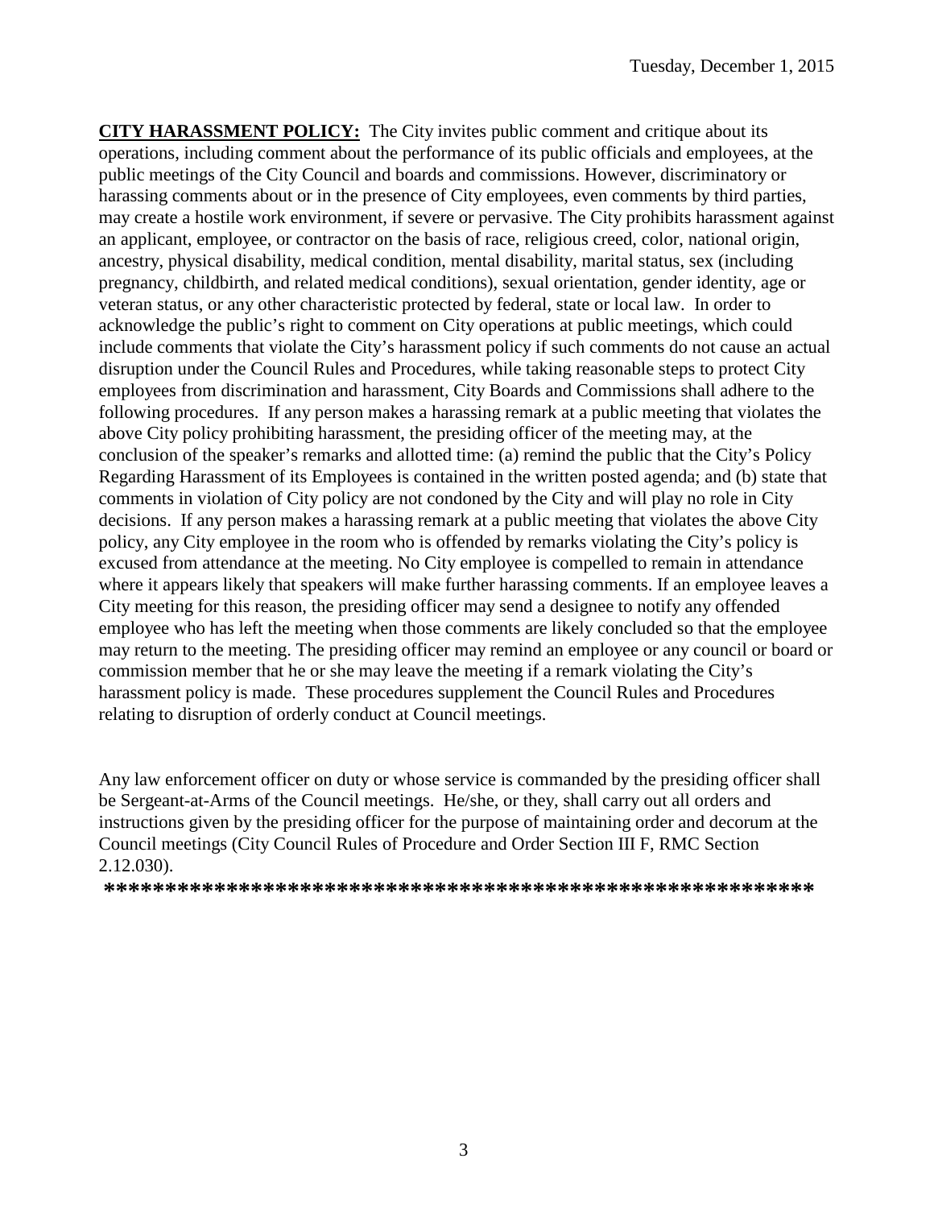**CITY HARASSMENT POLICY:** The City invites public comment and critique about its operations, including comment about the performance of its public officials and employees, at the public meetings of the City Council and boards and commissions. However, discriminatory or harassing comments about or in the presence of City employees, even comments by third parties, may create a hostile work environment, if severe or pervasive. The City prohibits harassment against an applicant, employee, or contractor on the basis of race, religious creed, color, national origin, ancestry, physical disability, medical condition, mental disability, marital status, sex (including pregnancy, childbirth, and related medical conditions), sexual orientation, gender identity, age or veteran status, or any other characteristic protected by federal, state or local law. In order to acknowledge the public's right to comment on City operations at public meetings, which could include comments that violate the City's harassment policy if such comments do not cause an actual disruption under the Council Rules and Procedures, while taking reasonable steps to protect City employees from discrimination and harassment, City Boards and Commissions shall adhere to the following procedures. If any person makes a harassing remark at a public meeting that violates the above City policy prohibiting harassment, the presiding officer of the meeting may, at the conclusion of the speaker's remarks and allotted time: (a) remind the public that the City's Policy Regarding Harassment of its Employees is contained in the written posted agenda; and (b) state that comments in violation of City policy are not condoned by the City and will play no role in City decisions. If any person makes a harassing remark at a public meeting that violates the above City policy, any City employee in the room who is offended by remarks violating the City's policy is excused from attendance at the meeting. No City employee is compelled to remain in attendance where it appears likely that speakers will make further harassing comments. If an employee leaves a City meeting for this reason, the presiding officer may send a designee to notify any offended employee who has left the meeting when those comments are likely concluded so that the employee may return to the meeting. The presiding officer may remind an employee or any council or board or commission member that he or she may leave the meeting if a remark violating the City's harassment policy is made. These procedures supplement the Council Rules and Procedures relating to disruption of orderly conduct at Council meetings.

Any law enforcement officer on duty or whose service is commanded by the presiding officer shall be Sergeant-at-Arms of the Council meetings. He/she, or they, shall carry out all orders and instructions given by the presiding officer for the purpose of maintaining order and decorum at the Council meetings (City Council Rules of Procedure and Order Section III F, RMC Section 2.12.030).

**************************************************************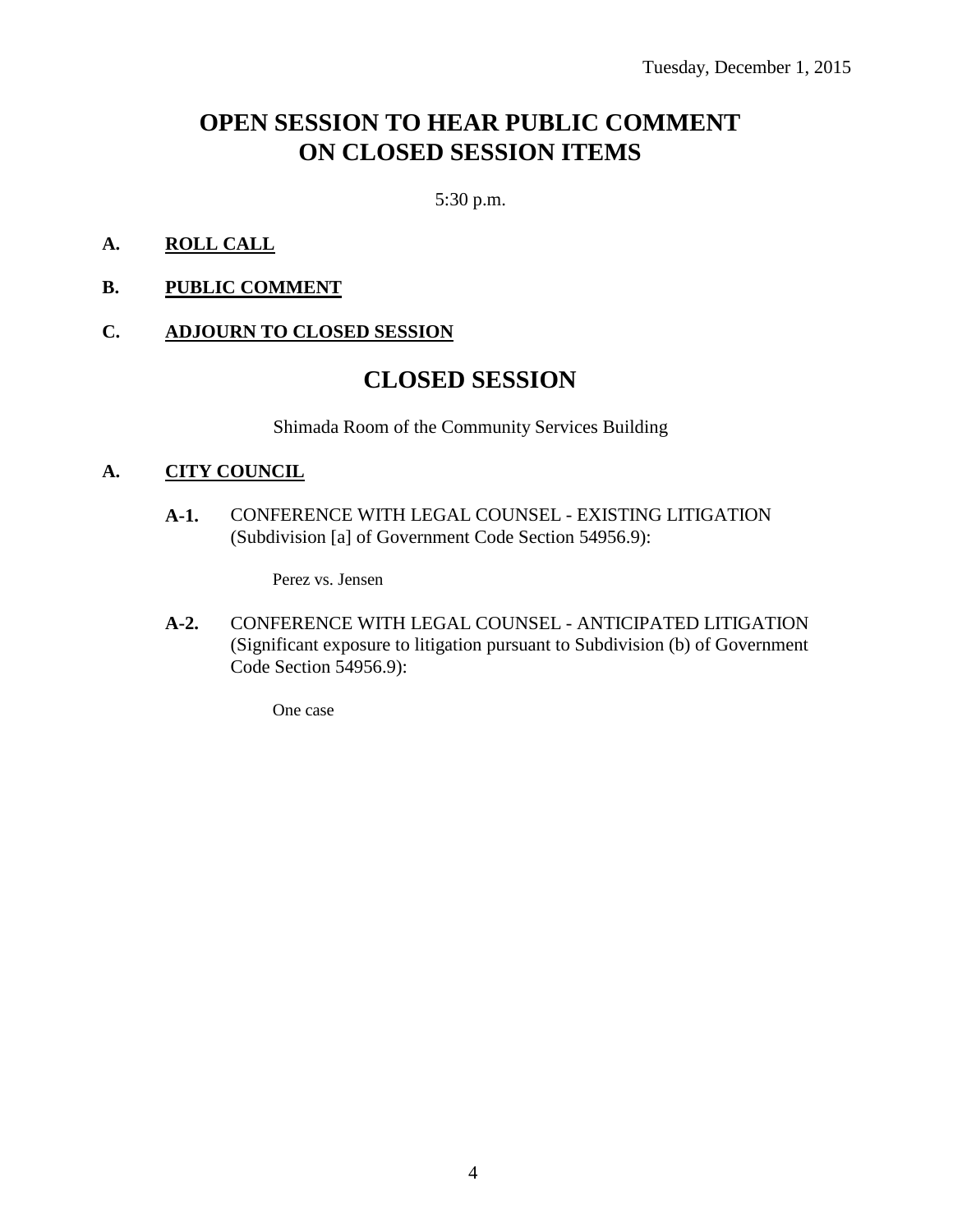Tuesday, December 1, 2015

# OPEN SESSION TO HEAR PUBLIC COMMENT ON CLOSED SESSION ITEMS

5:30 p.m.

**A. ROLL CALL**

**B. PUBLIC COMMENT**

**C. ADJOURN TO CLOSED SESSION**

# CLOSED SESSION

Shimada Room of the Community Services Building

**A. CITY COUNCIL**

**A-1.** CONFERENCE WITH LEGAL COUNSEL - EXISTING LITIGATION (Subdivision [a] of Government Code Section 54956.9):

Perez vs. Jensen

**A-2.** CONFERENCE WITH LEGAL COUNSEL - ANTICIPATED LITIGATION (Significant exposure to litigation pursuant to Subdivision (b) of Government Code Section 54956.9):

One case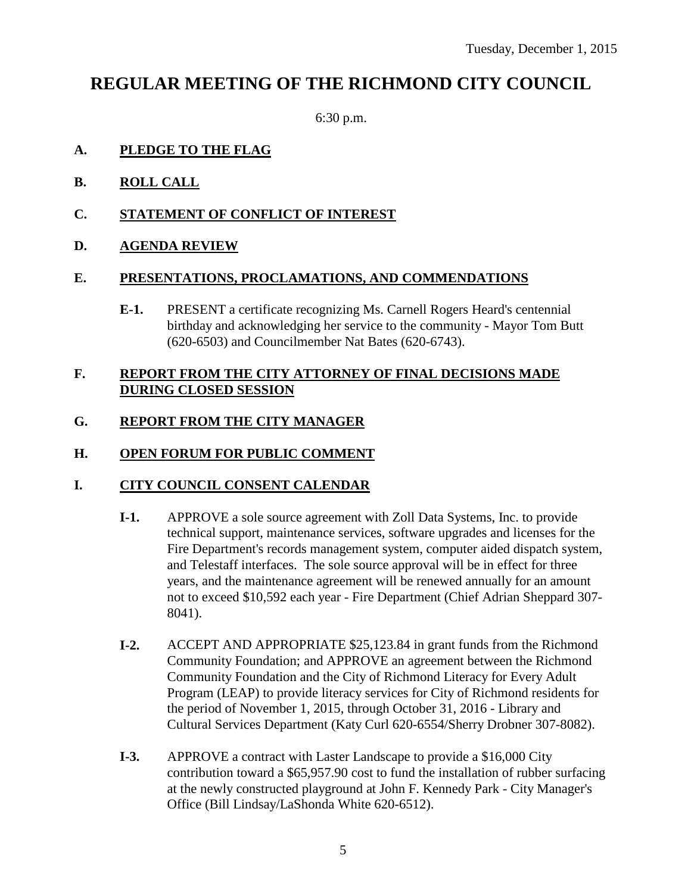Tuesday, December 1, 2015

# REGULAR MEETING OF THE RICHMOND CITY COUNCIL

6:30 p.m.

**A. PLEDGE TO THE FLAG**

**B. ROLL CALL**

**C. STATEMENT OF CONFLICT OF INTEREST**

**D. AGENDA REVIEW**

**E. PRESENTATIONS, PROCLAMATIONS, AND COMMENDATIONS**

**E-1.** PRESENT a certificate recognizing Ms. Carnell Rogers Heard's centennial birthday and acknowledging her service to the community - Mayor Tom Butt (620-6503) and Councilmember Nat Bates (620-6743).

**F. REPORT FROM THE CITY ATTORNEY OF FINAL DECISIONS MADE DURING CLOSED SESSION**

**G. REPORT FROM THE CITY MANAGER**

**H. OPEN FORUM FOR PUBLIC COMMENT**

**I. CITY COUNCIL CONSENT CALENDAR**

**I-1.** APPROVE a sole source agreement with Zoll Data Systems, Inc. to provide technical support, maintenance services, software upgrades and licenses for the Fire Department's records management system, computer aided dispatch system, and Telestaff interfaces. The sole source approval will be in effect for three years, and the maintenance agreement will be renewed annually for an amount not to exceed $10,592 each year - Fire Department (Chief Adrian Sheppard 307-8041).

**I-2.** ACCEPT AND APPROPRIATE $25,123.84 in grant funds from the Richmond Community Foundation; and APPROVE an agreement between the Richmond Community Foundation and the City of Richmond Literacy for Every Adult Program (LEAP) to provide literacy services for City of Richmond residents for the period of November 1, 2015, through October 31, 2016 - Library and Cultural Services Department (Katy Curl 620-6554/Sherry Drobner 307-8082).

**I-3.** APPROVE a contract with Laster Landscape to provide a $16,000 City contribution toward a $65,957.90 cost to fund the installation of rubber surfacing at the newly constructed playground at John F. Kennedy Park - City Manager's Office (Bill Lindsay/LaShonda White 620-6512).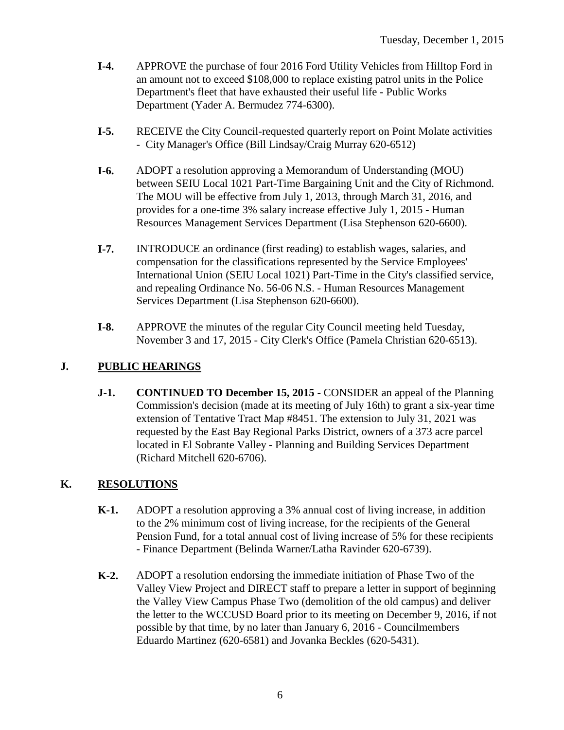- **I-4.** APPROVE the purchase of four 2016 Ford Utility Vehicles from Hilltop Ford in an amount not to exceed $108,000 to replace existing patrol units in the Police Department's fleet that have exhausted their useful life - Public Works Department (Yader A. Bermudez 774-6300).

- **I-5.** RECEIVE the City Council-requested quarterly report on Point Molate activities - City Manager's Office (Bill Lindsay/Craig Murray 620-6512)

- **I-6.** ADOPT a resolution approving a Memorandum of Understanding (MOU) between SEIU Local 1021 Part-Time Bargaining Unit and the City of Richmond. The MOU will be effective from July 1, 2013, through March 31, 2016, and provides for a one-time 3% salary increase effective July 1, 2015 - Human Resources Management Services Department (Lisa Stephenson 620-6600).

- **I-7.** INTRODUCE an ordinance (first reading) to establish wages, salaries, and compensation for the classifications represented by the Service Employees' International Union (SEIU Local 1021) Part-Time in the City's classified service, and repealing Ordinance No. 56-06 N.S. - Human Resources Management Services Department (Lisa Stephenson 620-6600).

- **I-8.** APPROVE the minutes of the regular City Council meeting held Tuesday, November 3 and 17, 2015 - City Clerk's Office (Pamela Christian 620-6513).

## J. PUBLIC HEARINGS

- **J-1.** **CONTINUED TO December 15, 2015** - CONSIDER an appeal of the Planning Commission's decision (made at its meeting of July 16th) to grant a six-year time extension of Tentative Tract Map #8451. The extension to July 31, 2021 was requested by the East Bay Regional Parks District, owners of a 373 acre parcel located in El Sobrante Valley - Planning and Building Services Department (Richard Mitchell 620-6706).

## K. RESOLUTIONS

- **K-1.** ADOPT a resolution approving a 3% annual cost of living increase, in addition to the 2% minimum cost of living increase, for the recipients of the General Pension Fund, for a total annual cost of living increase of 5% for these recipients - Finance Department (Belinda Warner/Latha Ravinder 620-6739).

- **K-2.** ADOPT a resolution endorsing the immediate initiation of Phase Two of the Valley View Project and DIRECT staff to prepare a letter in support of beginning the Valley View Campus Phase Two (demolition of the old campus) and deliver the letter to the WCCUSD Board prior to its meeting on December 9, 2016, if not possible by that time, by no later than January 6, 2016 - Councilmembers Eduardo Martinez (620-6581) and Jovanka Beckles (620-5431).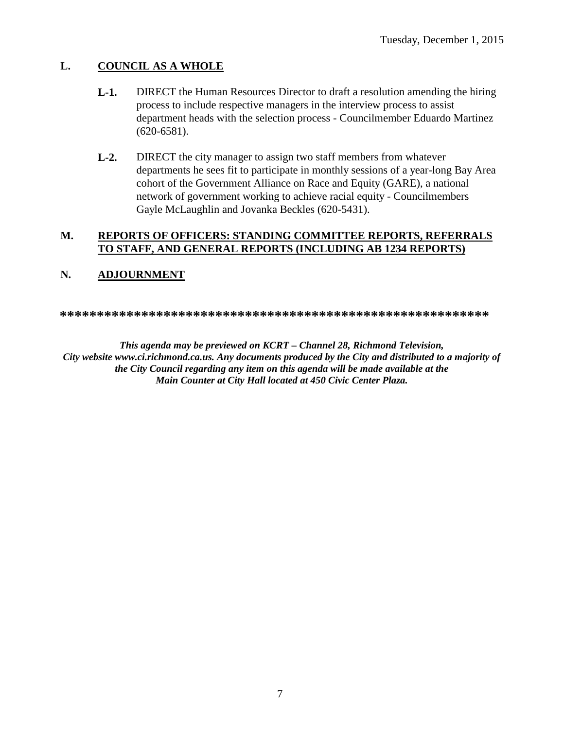## L. COUNCIL AS A WHOLE

**L-1.** DIRECT the Human Resources Director to draft a resolution amending the hiring process to include respective managers in the interview process to assist department heads with the selection process - Councilmember Eduardo Martinez (620-6581).

**L-2.** DIRECT the city manager to assign two staff members from whatever departments he sees fit to participate in monthly sessions of a year-long Bay Area cohort of the Government Alliance on Race and Equity (GARE), a national network of government working to achieve racial equity - Councilmembers Gayle McLaughlin and Jovanka Beckles (620-5431).

## M. REPORTS OF OFFICERS: STANDING COMMITTEE REPORTS, REFERRALS TO STAFF, AND GENERAL REPORTS (INCLUDING AB 1234 REPORTS)

## N. ADJOURNMENT

**************************************************************

***This agenda may be previewed on KCRT – Channel 28, Richmond Television, City website www.ci.richmond.ca.us. Any documents produced by the City and distributed to a majority of the City Council regarding any item on this agenda will be made available at the Main Counter at City Hall located at 450 Civic Center Plaza.***